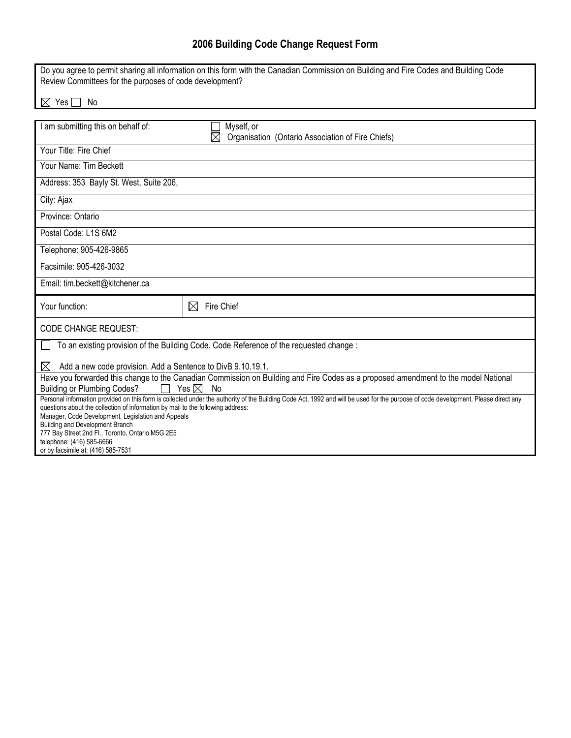# 2006 Building Code Change Request Form

Do you agree to permit sharing all information on this form with the Canadian Commission on Building and Fire Codes and Building Code Review Committees for the purposes of code development?

☒ Yes ☐ No

| | |
|---|---|
| I am submitting this on behalf of: | ☐ Myself, or<br>☒ Organisation (Ontario Association of Fire Chiefs) |
| Your Title: Fire Chief | |
| Your Name: Tim Beckett | |
| Address: 353 Bayly St. West, Suite 206, | |
| City: Ajax | |
| Province: Ontario | |
| Postal Code: L1S 6M2 | |
| Telephone: 905-426-9865 | |
| Facsimile: 905-426-3032 | |
| Email: tim.beckett@kitchener.ca | |
| Your function: | ☒ Fire Chief |

CODE CHANGE REQUEST:

☐ To an existing provision of the Building Code. Code Reference of the requested change :

☒ Add a new code provision. Add a Sentence to DivB 9.10.19.1.

Have you forwarded this change to the Canadian Commission on Building and Fire Codes as a proposed amendment to the model National Building or Plumbing Codes? ☐ Yes ☒ No

Personal information provided on this form is collected under the authority of the Building Code Act, 1992 and will be used for the purpose of code development. Please direct any questions about the collection of information by mail to the following address:
Manager, Code Development, Legislation and Appeals
Building and Development Branch
777 Bay Street 2nd Fl., Toronto, Ontario M5G 2E5
telephone: (416) 585-6666
or by facsimile at: (416) 585-7531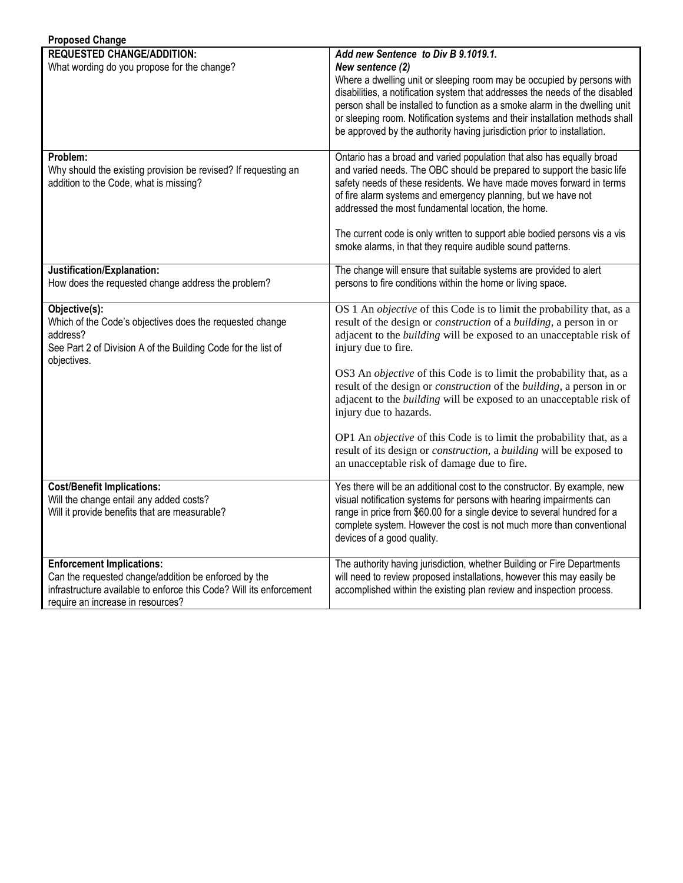**Proposed Change**

| | |
|---|---|
| **REQUESTED CHANGE/ADDITION:**<br>What wording do you propose for the change? | ***Add new Sentence to Div B 9.1019.1.***<br>***New sentence (2)***<br>Where a dwelling unit or sleeping room may be occupied by persons with disabilities, a notification system that addresses the needs of the disabled person shall be installed to function as a smoke alarm in the dwelling unit or sleeping room. Notification systems and their installation methods shall be approved by the authority having jurisdiction prior to installation. |
| **Problem:**<br>Why should the existing provision be revised? If requesting an addition to the Code, what is missing? | Ontario has a broad and varied population that also has equally broad and varied needs. The OBC should be prepared to support the basic life safety needs of these residents. We have made moves forward in terms of fire alarm systems and emergency planning, but we have not addressed the most fundamental location, the home.<br><br>The current code is only written to support able bodied persons vis a vis smoke alarms, in that they require audible sound patterns. |
| **Justification/Explanation:**<br>How does the requested change address the problem? | The change will ensure that suitable systems are provided to alert persons to fire conditions within the home or living space. |
| **Objective(s):**<br>Which of the Code's objectives does the requested change address?<br>See Part 2 of Division A of the Building Code for the list of objectives. | OS 1 An *objective* of this Code is to limit the probability that, as a result of the design or *construction* of a *building*, a person in or adjacent to the *building* will be exposed to an unacceptable risk of injury due to fire.<br><br>OS3 An *objective* of this Code is to limit the probability that, as a result of the design or *construction* of the *building*, a person in or adjacent to the *building* will be exposed to an unacceptable risk of injury due to hazards.<br><br>OP1 An *objective* of this Code is to limit the probability that, as a result of its design or *construction*, a *building* will be exposed to an unacceptable risk of damage due to fire. |
| **Cost/Benefit Implications:**<br>Will the change entail any added costs?<br>Will it provide benefits that are measurable? | Yes there will be an additional cost to the constructor. By example, new visual notification systems for persons with hearing impairments can range in price from $60.00 for a single device to several hundred for a complete system. However the cost is not much more than conventional devices of a good quality. |
| **Enforcement Implications:**<br>Can the requested change/addition be enforced by the infrastructure available to enforce this Code? Will its enforcement require an increase in resources? | The authority having jurisdiction, whether Building or Fire Departments will need to review proposed installations, however this may easily be accomplished within the existing plan review and inspection process. |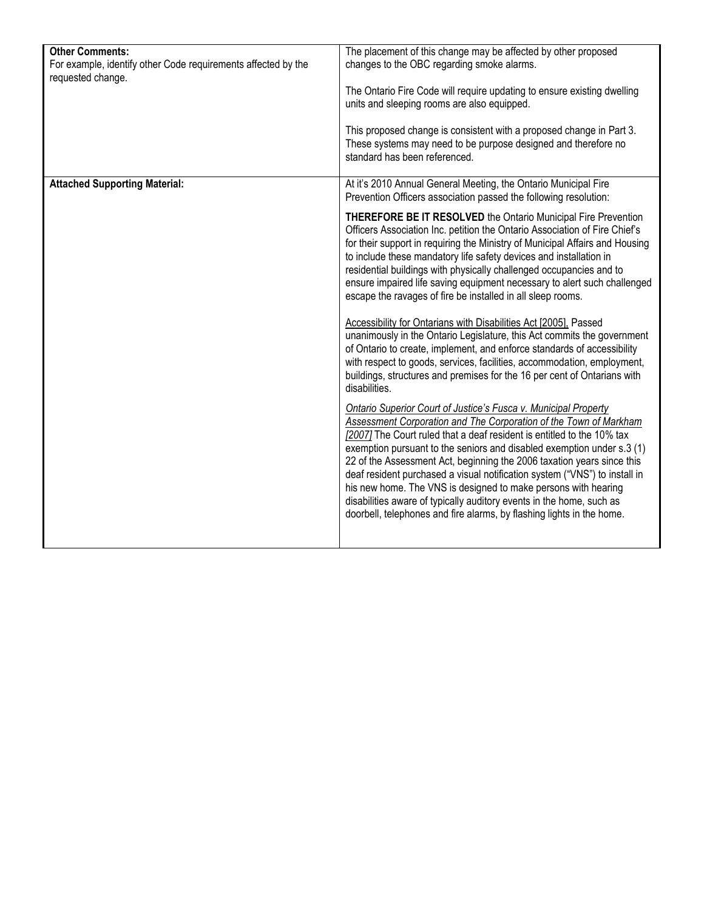| | |
|---|---|
| **Other Comments:**<br>For example, identify other Code requirements affected by the requested change. | The placement of this change may be affected by other proposed changes to the OBC regarding smoke alarms.<br><br>The Ontario Fire Code will require updating to ensure existing dwelling units and sleeping rooms are also equipped.<br><br>This proposed change is consistent with a proposed change in Part 3. These systems may need to be purpose designed and therefore no standard has been referenced. |
| **Attached Supporting Material:** | At it's 2010 Annual General Meeting, the Ontario Municipal Fire Prevention Officers association passed the following resolution:<br><br>**THEREFORE BE IT RESOLVED** the Ontario Municipal Fire Prevention Officers Association Inc. petition the Ontario Association of Fire Chief's for their support in requiring the Ministry of Municipal Affairs and Housing to include these mandatory life safety devices and installation in residential buildings with physically challenged occupancies and to ensure impaired life saving equipment necessary to alert such challenged escape the ravages of fire be installed in all sleep rooms.<br><br><u>Accessibility for Ontarians with Disabilities Act [2005],</u> Passed unanimously in the Ontario Legislature, this Act commits the government of Ontario to create, implement, and enforce standards of accessibility with respect to goods, services, facilities, accommodation, employment, buildings, structures and premises for the 16 per cent of Ontarians with disabilities.<br><br><u>*Ontario Superior Court of Justice's Fusca v. Municipal Property Assessment Corporation and The Corporation of the Town of Markham [2007]*</u> The Court ruled that a deaf resident is entitled to the 10% tax exemption pursuant to the seniors and disabled exemption under s.3 (1) 22 of the Assessment Act, beginning the 2006 taxation years since this deaf resident purchased a visual notification system ("VNS") to install in his new home. The VNS is designed to make persons with hearing disabilities aware of typically auditory events in the home, such as doorbell, telephones and fire alarms, by flashing lights in the home. |